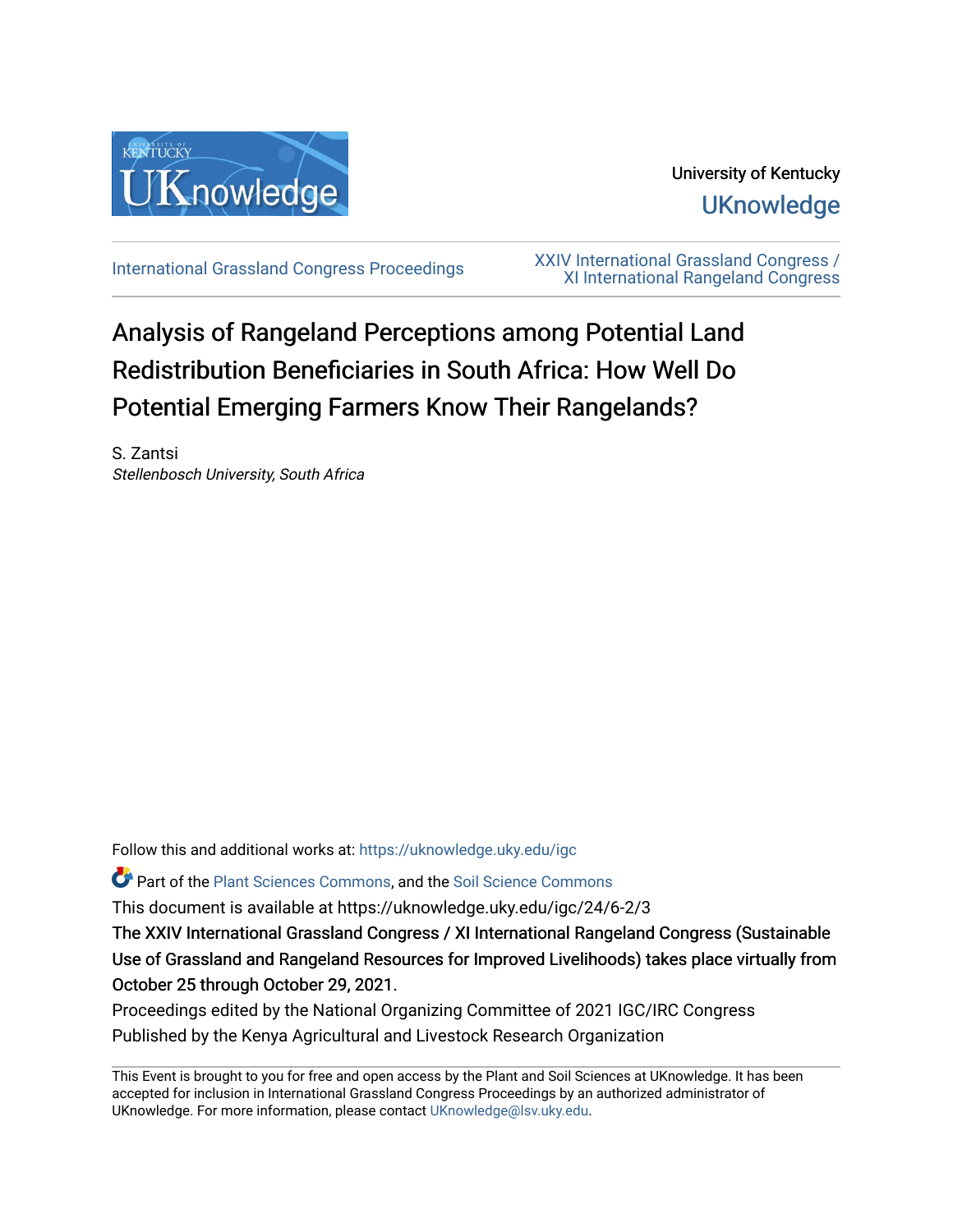University of Kentucky

UKnowledge

International Grassland Congress Proceedings

XXIV International Grassland Congress / XI International Rangeland Congress

# Analysis of Rangeland Perceptions among Potential Land Redistribution Beneficiaries in South Africa: How Well Do Potential Emerging Farmers Know Their Rangelands?

S. Zantsi
*Stellenbosch University, South Africa*

Follow this and additional works at: https://uknowledge.uky.edu/igc

Part of the Plant Sciences Commons, and the Soil Science Commons

This document is available at https://uknowledge.uky.edu/igc/24/6-2/3

The XXIV International Grassland Congress / XI International Rangeland Congress (Sustainable Use of Grassland and Rangeland Resources for Improved Livelihoods) takes place virtually from October 25 through October 29, 2021.

Proceedings edited by the National Organizing Committee of 2021 IGC/IRC Congress

Published by the Kenya Agricultural and Livestock Research Organization

This Event is brought to you for free and open access by the Plant and Soil Sciences at UKnowledge. It has been accepted for inclusion in International Grassland Congress Proceedings by an authorized administrator of UKnowledge. For more information, please contact UKnowledge@lsv.uky.edu.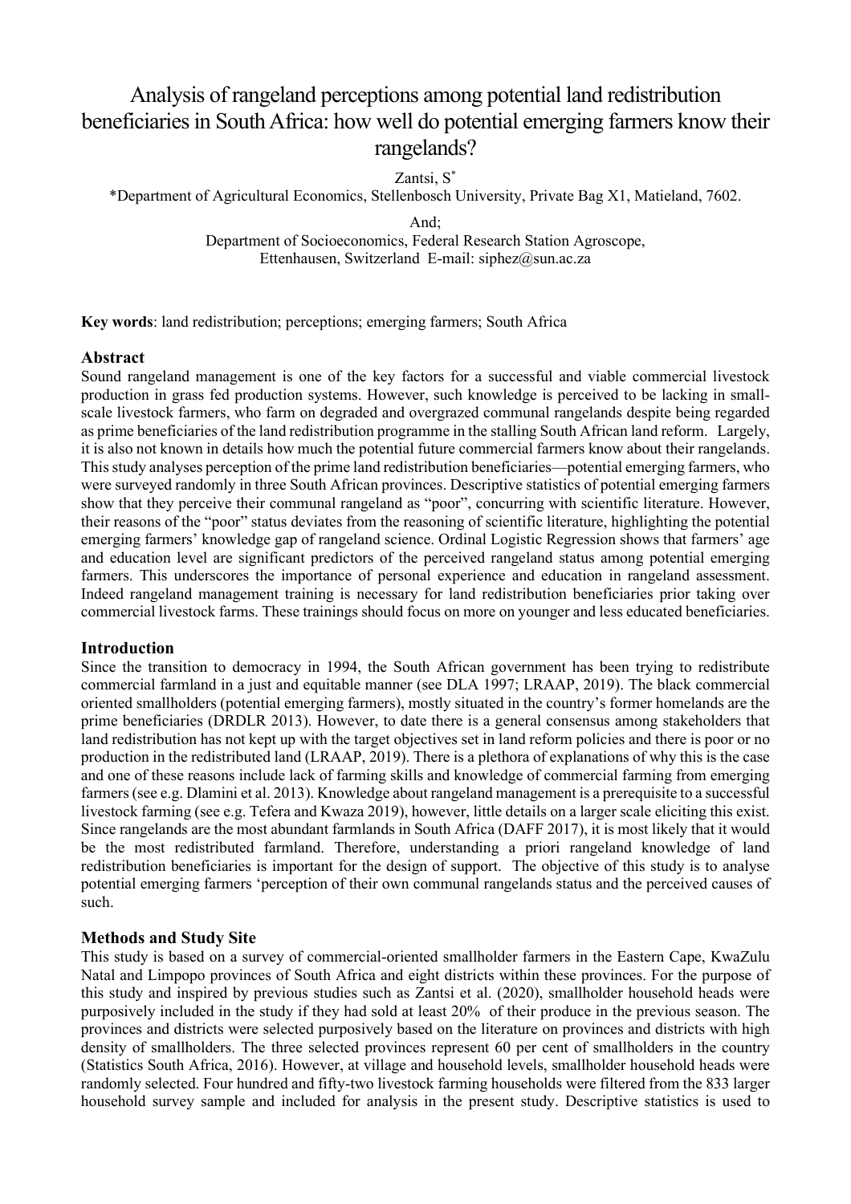# Analysis of rangeland perceptions among potential land redistribution beneficiaries in South Africa: how well do potential emerging farmers know their rangelands?

Zantsi, S[*]

[*]Department of Agricultural Economics, Stellenbosch University, Private Bag X1, Matieland, 7602.

And;

Department of Socioeconomics, Federal Research Station Agroscope, Ettenhausen, Switzerland E-mail: siphez@sun.ac.za

**Key words**: land redistribution; perceptions; emerging farmers; South Africa

## Abstract

Sound rangeland management is one of the key factors for a successful and viable commercial livestock production in grass fed production systems. However, such knowledge is perceived to be lacking in small-scale livestock farmers, who farm on degraded and overgrazed communal rangelands despite being regarded as prime beneficiaries of the land redistribution programme in the stalling South African land reform. Largely, it is also not known in details how much the potential future commercial farmers know about their rangelands. This study analyses perception of the prime land redistribution beneficiaries—potential emerging farmers, who were surveyed randomly in three South African provinces. Descriptive statistics of potential emerging farmers show that they perceive their communal rangeland as "poor", concurring with scientific literature. However, their reasons of the "poor" status deviates from the reasoning of scientific literature, highlighting the potential emerging farmers' knowledge gap of rangeland science. Ordinal Logistic Regression shows that farmers' age and education level are significant predictors of the perceived rangeland status among potential emerging farmers. This underscores the importance of personal experience and education in rangeland assessment. Indeed rangeland management training is necessary for land redistribution beneficiaries prior taking over commercial livestock farms. These trainings should focus on more on younger and less educated beneficiaries.

## Introduction

Since the transition to democracy in 1994, the South African government has been trying to redistribute commercial farmland in a just and equitable manner (see DLA 1997; LRAAP, 2019). The black commercial oriented smallholders (potential emerging farmers), mostly situated in the country's former homelands are the prime beneficiaries (DRDLR 2013). However, to date there is a general consensus among stakeholders that land redistribution has not kept up with the target objectives set in land reform policies and there is poor or no production in the redistributed land (LRAAP, 2019). There is a plethora of explanations of why this is the case and one of these reasons include lack of farming skills and knowledge of commercial farming from emerging farmers (see e.g. Dlamini et al. 2013). Knowledge about rangeland management is a prerequisite to a successful livestock farming (see e.g. Tefera and Kwaza 2019), however, little details on a larger scale eliciting this exist. Since rangelands are the most abundant farmlands in South Africa (DAFF 2017), it is most likely that it would be the most redistributed farmland. Therefore, understanding a priori rangeland knowledge of land redistribution beneficiaries is important for the design of support. The objective of this study is to analyse potential emerging farmers 'perception of their own communal rangelands status and the perceived causes of such.

## Methods and Study Site

This study is based on a survey of commercial-oriented smallholder farmers in the Eastern Cape, KwaZulu Natal and Limpopo provinces of South Africa and eight districts within these provinces. For the purpose of this study and inspired by previous studies such as Zantsi et al. (2020), smallholder household heads were purposively included in the study if they had sold at least 20% of their produce in the previous season. The provinces and districts were selected purposively based on the literature on provinces and districts with high density of smallholders. The three selected provinces represent 60 per cent of smallholders in the country (Statistics South Africa, 2016). However, at village and household levels, smallholder household heads were randomly selected. Four hundred and fifty-two livestock farming households were filtered from the 833 larger household survey sample and included for analysis in the present study. Descriptive statistics is used to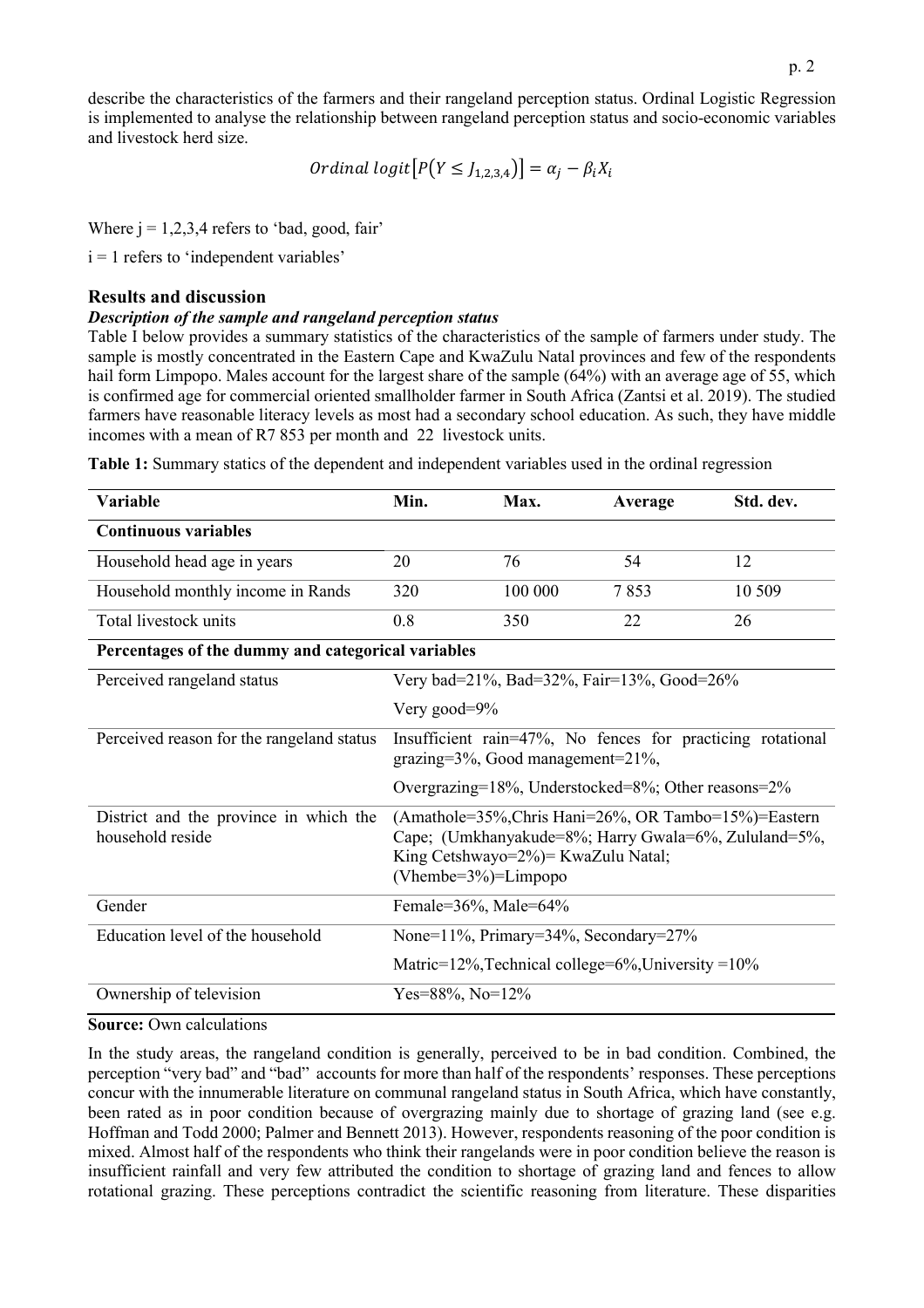describe the characteristics of the farmers and their rangeland perception status. Ordinal Logistic Regression is implemented to analyse the relationship between rangeland perception status and socio-economic variables and livestock herd size.

$$Ordinal\ logit\left[P\left(Y \leq J_{1,2,3,4}\right)\right] = \alpha_j - \beta_i X_i$$

Where j = 1,2,3,4 refers to 'bad, good, fair'

i = 1 refers to 'independent variables'

## Results and discussion

### *Description of the sample and rangeland perception status*

Table I below provides a summary statistics of the characteristics of the sample of farmers under study. The sample is mostly concentrated in the Eastern Cape and KwaZulu Natal provinces and few of the respondents hail form Limpopo. Males account for the largest share of the sample (64%) with an average age of 55, which is confirmed age for commercial oriented smallholder farmer in South Africa (Zantsi et al. 2019). The studied farmers have reasonable literacy levels as most had a secondary school education. As such, they have middle incomes with a mean of R7 853 per month and 22 livestock units.

**Table 1:** Summary statics of the dependent and independent variables used in the ordinal regression

| Variable | Min. | Max. | Average | Std. dev. |
|---|---|---|---|---|
| **Continuous variables** | | | | |
| Household head age in years | 20 | 76 | 54 | 12 |
| Household monthly income in Rands | 320 | 100 000 | 7 853 | 10 509 |
| Total livestock units | 0.8 | 350 | 22 | 26 |
| **Percentages of the dummy and categorical variables** | | | | |
| Perceived rangeland status | Very bad=21%, Bad=32%, Fair=13%, Good=26% Very good=9% | | | |
| Perceived reason for the rangeland status | Insufficient rain=47%, No fences for practicing rotational grazing=3%, Good management=21%, Overgrazing=18%, Understocked=8%; Other reasons=2% | | | |
| District and the province in which the household reside | (Amathole=35%,Chris Hani=26%, OR Tambo=15%)=Eastern Cape; (Umkhanyakude=8%; Harry Gwala=6%, Zululand=5%, King Cetshwayo=2%)= KwaZulu Natal; (Vhembe=3%)=Limpopo | | | |
| Gender | Female=36%, Male=64% | | | |
| Education level of the household | None=11%, Primary=34%, Secondary=27% Matric=12%,Technical college=6%,University =10% | | | |
| Ownership of television | Yes=88%, No=12% | | | |

**Source:** Own calculations

In the study areas, the rangeland condition is generally, perceived to be in bad condition. Combined, the perception "very bad" and "bad" accounts for more than half of the respondents' responses. These perceptions concur with the innumerable literature on communal rangeland status in South Africa, which have constantly, been rated as in poor condition because of overgrazing mainly due to shortage of grazing land (see e.g. Hoffman and Todd 2000; Palmer and Bennett 2013). However, respondents reasoning of the poor condition is mixed. Almost half of the respondents who think their rangelands were in poor condition believe the reason is insufficient rainfall and very few attributed the condition to shortage of grazing land and fences to allow rotational grazing. These perceptions contradict the scientific reasoning from literature. These disparities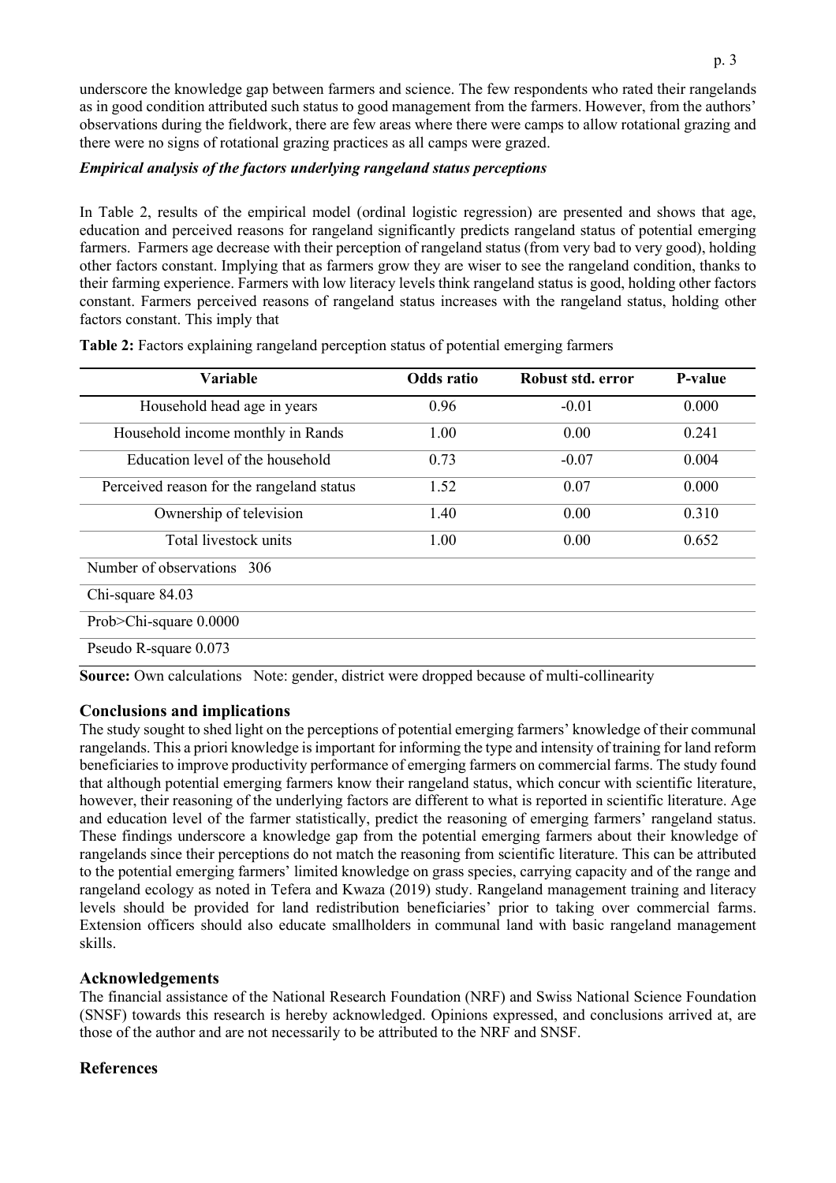underscore the knowledge gap between farmers and science. The few respondents who rated their rangelands as in good condition attributed such status to good management from the farmers. However, from the authors' observations during the fieldwork, there are few areas where there were camps to allow rotational grazing and there were no signs of rotational grazing practices as all camps were grazed.

***Empirical analysis of the factors underlying rangeland status perceptions***

In Table 2, results of the empirical model (ordinal logistic regression) are presented and shows that age, education and perceived reasons for rangeland significantly predicts rangeland status of potential emerging farmers. Farmers age decrease with their perception of rangeland status (from very bad to very good), holding other factors constant. Implying that as farmers grow they are wiser to see the rangeland condition, thanks to their farming experience. Farmers with low literacy levels think rangeland status is good, holding other factors constant. Farmers perceived reasons of rangeland status increases with the rangeland status, holding other factors constant. This imply that

**Table 2:** Factors explaining rangeland perception status of potential emerging farmers

| Variable | Odds ratio | Robust std. error | P-value |
|---|---|---|---|
| Household head age in years | 0.96 | -0.01 | 0.000 |
| Household income monthly in Rands | 1.00 | 0.00 | 0.241 |
| Education level of the household | 0.73 | -0.07 | 0.004 |
| Perceived reason for the rangeland status | 1.52 | 0.07 | 0.000 |
| Ownership of television | 1.40 | 0.00 | 0.310 |
| Total livestock units | 1.00 | 0.00 | 0.652 |
| Number of observations 306 | | | |
| Chi-square 84.03 | | | |
| Prob>Chi-square 0.0000 | | | |
| Pseudo R-square 0.073 | | | |

**Source:** Own calculations Note: gender, district were dropped because of multi-collinearity

## Conclusions and implications

The study sought to shed light on the perceptions of potential emerging farmers' knowledge of their communal rangelands. This a priori knowledge is important for informing the type and intensity of training for land reform beneficiaries to improve productivity performance of emerging farmers on commercial farms. The study found that although potential emerging farmers know their rangeland status, which concur with scientific literature, however, their reasoning of the underlying factors are different to what is reported in scientific literature. Age and education level of the farmer statistically, predict the reasoning of emerging farmers' rangeland status. These findings underscore a knowledge gap from the potential emerging farmers about their knowledge of rangelands since their perceptions do not match the reasoning from scientific literature. This can be attributed to the potential emerging farmers' limited knowledge on grass species, carrying capacity and of the range and rangeland ecology as noted in Tefera and Kwaza (2019) study. Rangeland management training and literacy levels should be provided for land redistribution beneficiaries' prior to taking over commercial farms. Extension officers should also educate smallholders in communal land with basic rangeland management skills.

## Acknowledgements

The financial assistance of the National Research Foundation (NRF) and Swiss National Science Foundation (SNSF) towards this research is hereby acknowledged. Opinions expressed, and conclusions arrived at, are those of the author and are not necessarily to be attributed to the NRF and SNSF.

## References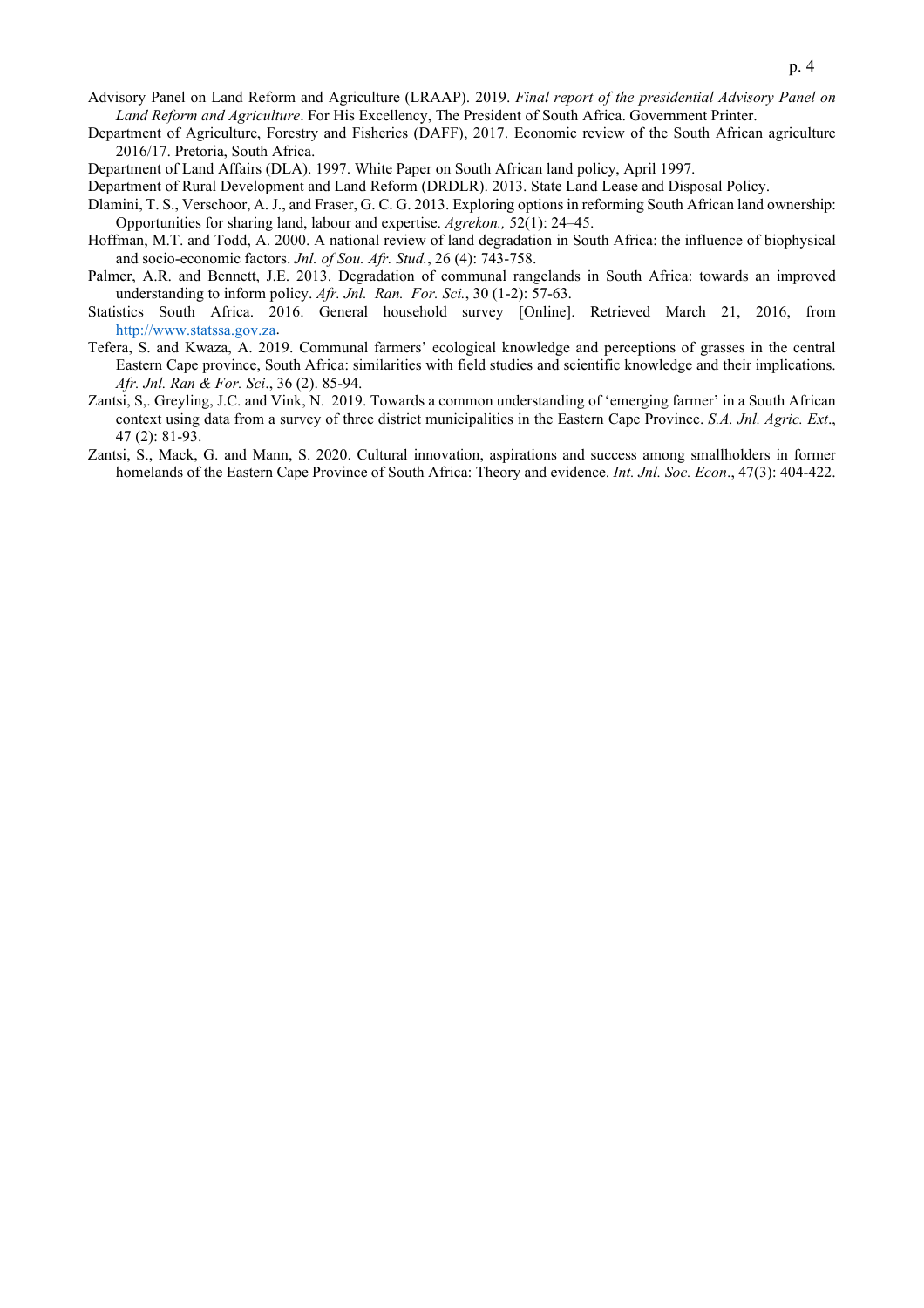Advisory Panel on Land Reform and Agriculture (LRAAP). 2019. *Final report of the presidential Advisory Panel on Land Reform and Agriculture*. For His Excellency, The President of South Africa. Government Printer.

Department of Agriculture, Forestry and Fisheries (DAFF), 2017. Economic review of the South African agriculture 2016/17. Pretoria, South Africa.

Department of Land Affairs (DLA). 1997. White Paper on South African land policy, April 1997.

Department of Rural Development and Land Reform (DRDLR). 2013. State Land Lease and Disposal Policy.

Dlamini, T. S., Verschoor, A. J., and Fraser, G. C. G. 2013. Exploring options in reforming South African land ownership: Opportunities for sharing land, labour and expertise. *Agrekon.,* 52(1): 24–45.

Hoffman, M.T. and Todd, A. 2000. A national review of land degradation in South Africa: the influence of biophysical and socio-economic factors. *Jnl. of Sou. Afr. Stud.*, 26 (4): 743-758.

Palmer, A.R. and Bennett, J.E. 2013. Degradation of communal rangelands in South Africa: towards an improved understanding to inform policy. *Afr. Jnl. Ran. For. Sci.*, 30 (1-2): 57-63.

Statistics South Africa. 2016. General household survey [Online]. Retrieved March 21, 2016, from http://www.statssa.gov.za.

Tefera, S. and Kwaza, A. 2019. Communal farmers' ecological knowledge and perceptions of grasses in the central Eastern Cape province, South Africa: similarities with field studies and scientific knowledge and their implications. *Afr. Jnl. Ran & For. Sci*., 36 (2). 85-94.

Zantsi, S,. Greyling, J.C. and Vink, N. 2019. Towards a common understanding of 'emerging farmer' in a South African context using data from a survey of three district municipalities in the Eastern Cape Province. *S.A. Jnl. Agric. Ext*., 47 (2): 81-93.

Zantsi, S., Mack, G. and Mann, S. 2020. Cultural innovation, aspirations and success among smallholders in former homelands of the Eastern Cape Province of South Africa: Theory and evidence. *Int. Jnl. Soc. Econ*., 47(3): 404-422.